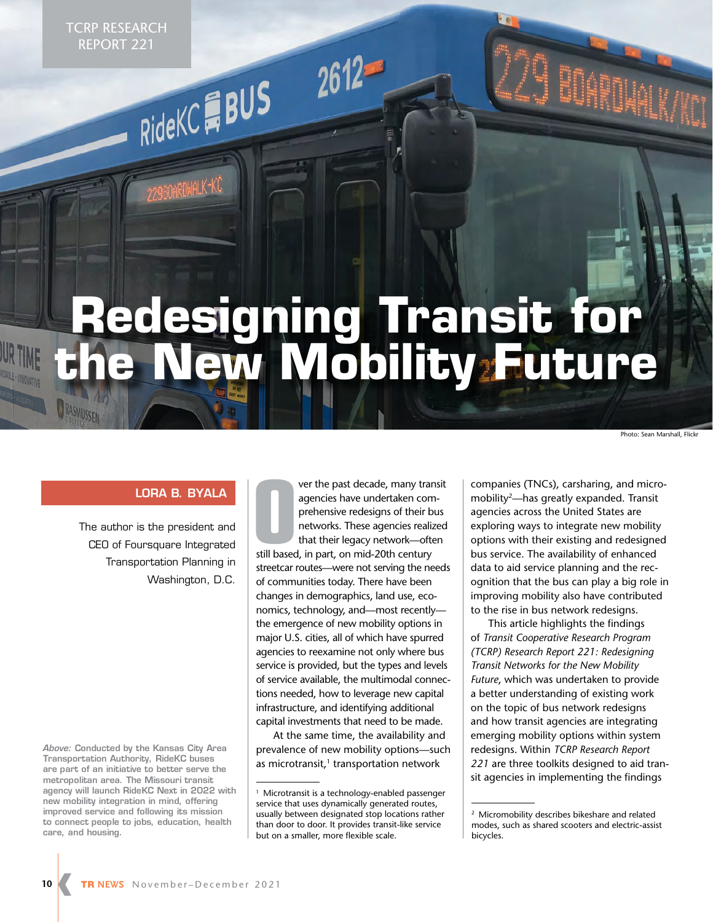TCRP RESEARCH REPORT 221

# Redesigning Transit for the New Mobility Future

Photo: Sean Marshall, Flickr

**LORA B. BYALA**

The author is the president and CEO of Foursquare Integrated Transportation Planning in Washington, D.C.

*Above:* Conducted by the Kansas City Area Transportation Authority, RideKC buses are part of an initiative to better serve the metropolitan area. The Missouri transit agency will launch RideKC Next in 2022 with new mobility integration in mind, offering improved service and following its mission to connect people to jobs, education, health care, and housing.

Over the past decade, many transit agencies have undertaken comprehensive redesigns of their bus networks. These agencies realized that their legacy network—often still based, in part, on mid-20th century streetcar routes—were not serving the needs of communities today. There have been changes in demographics, land use, economics, technology, and—most recently—the emergence of new mobility options in major U.S. cities, all of which have spurred agencies to reexamine not only where bus service is provided, but the types and levels of service available, the multimodal connections needed, how to leverage new capital infrastructure, and identifying additional capital investments that need to be made.

At the same time, the availability and prevalence of new mobility options—such as microtransit,[1] transportation network companies (TNCs), carsharing, and micromobility[2]—has greatly expanded. Transit agencies across the United States are exploring ways to integrate new mobility options with their existing and redesigned bus service. The availability of enhanced data to aid service planning and the recognition that the bus can play a big role in improving mobility also have contributed to the rise in bus network redesigns.

This article highlights the findings of *Transit Cooperative Research Program (TCRP) Research Report 221: Redesigning Transit Networks for the New Mobility Future*, which was undertaken to provide a better understanding of existing work on the topic of bus network redesigns and how transit agencies are integrating emerging mobility options within system redesigns. Within *TCRP Research Report 221* are three toolkits designed to aid transit agencies in implementing the findings

[1] Microtransit is a technology-enabled passenger service that uses dynamically generated routes, usually between designated stop locations rather than door to door. It provides transit-like service but on a smaller, more flexible scale.

[2] Micromobility describes bikeshare and related modes, such as shared scooters and electric-assist bicycles.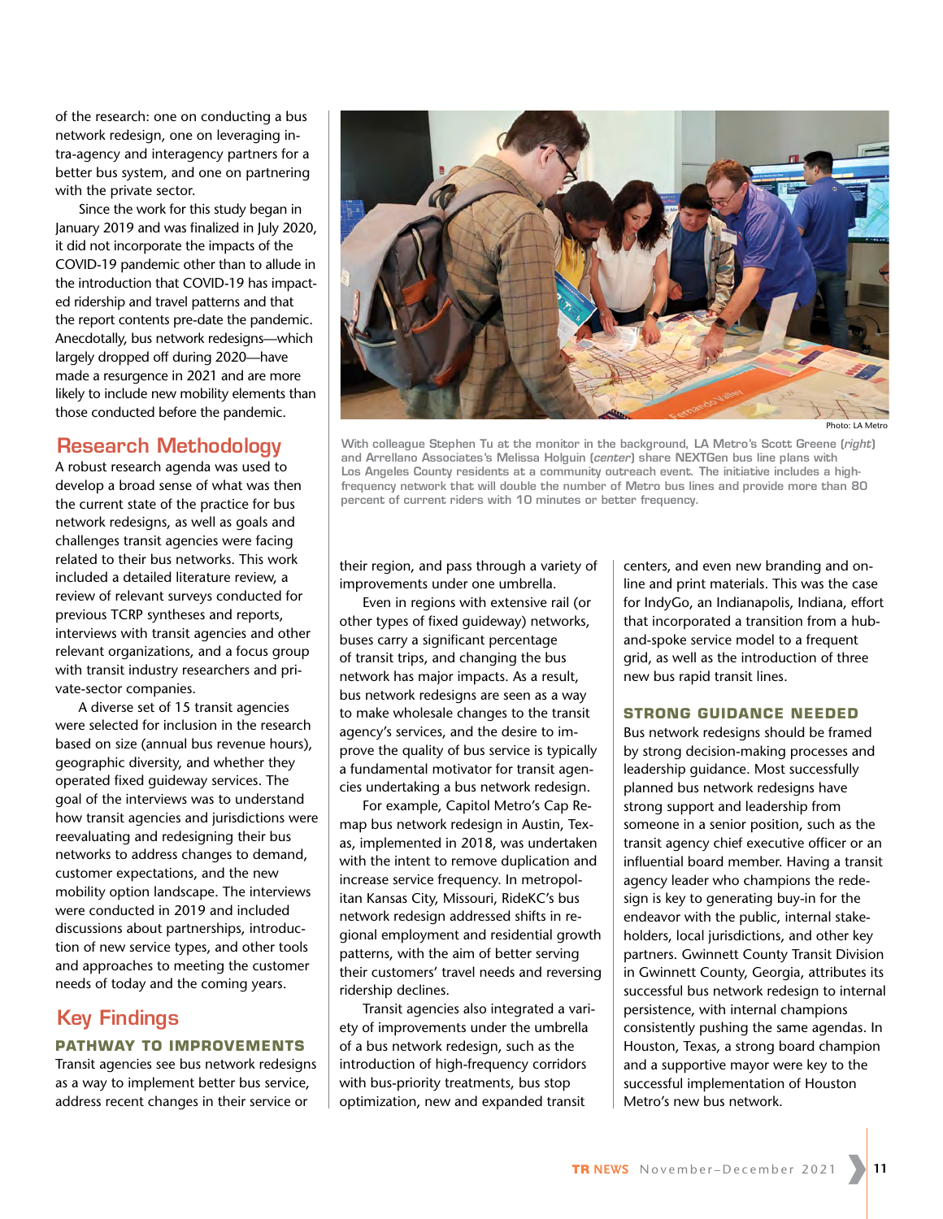of the research: one on conducting a bus network redesign, one on leveraging intra-agency and interagency partners for a better bus system, and one on partnering with the private sector.

Since the work for this study began in January 2019 and was finalized in July 2020, it did not incorporate the impacts of the COVID-19 pandemic other than to allude in the introduction that COVID-19 has impacted ridership and travel patterns and that the report contents pre-date the pandemic. Anecdotally, bus network redesigns—which largely dropped off during 2020—have made a resurgence in 2021 and are more likely to include new mobility elements than those conducted before the pandemic.

## Research Methodology

A robust research agenda was used to develop a broad sense of what was then the current state of the practice for bus network redesigns, as well as goals and challenges transit agencies were facing related to their bus networks. This work included a detailed literature review, a review of relevant surveys conducted for previous TCRP syntheses and reports, interviews with transit agencies and other relevant organizations, and a focus group with transit industry researchers and private-sector companies.

A diverse set of 15 transit agencies were selected for inclusion in the research based on size (annual bus revenue hours), geographic diversity, and whether they operated fixed guideway services. The goal of the interviews was to understand how transit agencies and jurisdictions were reevaluating and redesigning their bus networks to address changes to demand, customer expectations, and the new mobility option landscape. The interviews were conducted in 2019 and included discussions about partnerships, introduction of new service types, and other tools and approaches to meeting the customer needs of today and the coming years.

Photo: LA Metro

With colleague Stephen Tu at the monitor in the background, LA Metro's Scott Greene (*right*) and Arrellano Associates's Melissa Holguin (*center*) share NEXTGen bus line plans with Los Angeles County residents at a community outreach event. The initiative includes a high-frequency network that will double the number of Metro bus lines and provide more than 80 percent of current riders with 10 minutes or better frequency.

## Key Findings

### PATHWAY TO IMPROVEMENTS

Transit agencies see bus network redesigns as a way to implement better bus service, address recent changes in their service or their region, and pass through a variety of improvements under one umbrella.

Even in regions with extensive rail (or other types of fixed guideway) networks, buses carry a significant percentage of transit trips, and changing the bus network has major impacts. As a result, bus network redesigns are seen as a way to make wholesale changes to the transit agency's services, and the desire to improve the quality of bus service is typically a fundamental motivator for transit agencies undertaking a bus network redesign.

For example, Capitol Metro's Cap Remap bus network redesign in Austin, Texas, implemented in 2018, was undertaken with the intent to remove duplication and increase service frequency. In metropolitan Kansas City, Missouri, RideKC's bus network redesign addressed shifts in regional employment and residential growth patterns, with the aim of better serving their customers' travel needs and reversing ridership declines.

Transit agencies also integrated a variety of improvements under the umbrella of a bus network redesign, such as the introduction of high-frequency corridors with bus-priority treatments, bus stop optimization, new and expanded transit centers, and even new branding and online and print materials. This was the case for IndyGo, an Indianapolis, Indiana, effort that incorporated a transition from a hub-and-spoke service model to a frequent grid, as well as the introduction of three new bus rapid transit lines.

### STRONG GUIDANCE NEEDED

Bus network redesigns should be framed by strong decision-making processes and leadership guidance. Most successfully planned bus network redesigns have strong support and leadership from someone in a senior position, such as the transit agency chief executive officer or an influential board member. Having a transit agency leader who champions the redesign is key to generating buy-in for the endeavor with the public, internal stakeholders, local jurisdictions, and other key partners. Gwinnett County Transit Division in Gwinnett County, Georgia, attributes its successful bus network redesign to internal persistence, with internal champions consistently pushing the same agendas. In Houston, Texas, a strong board champion and a supportive mayor were key to the successful implementation of Houston Metro's new bus network.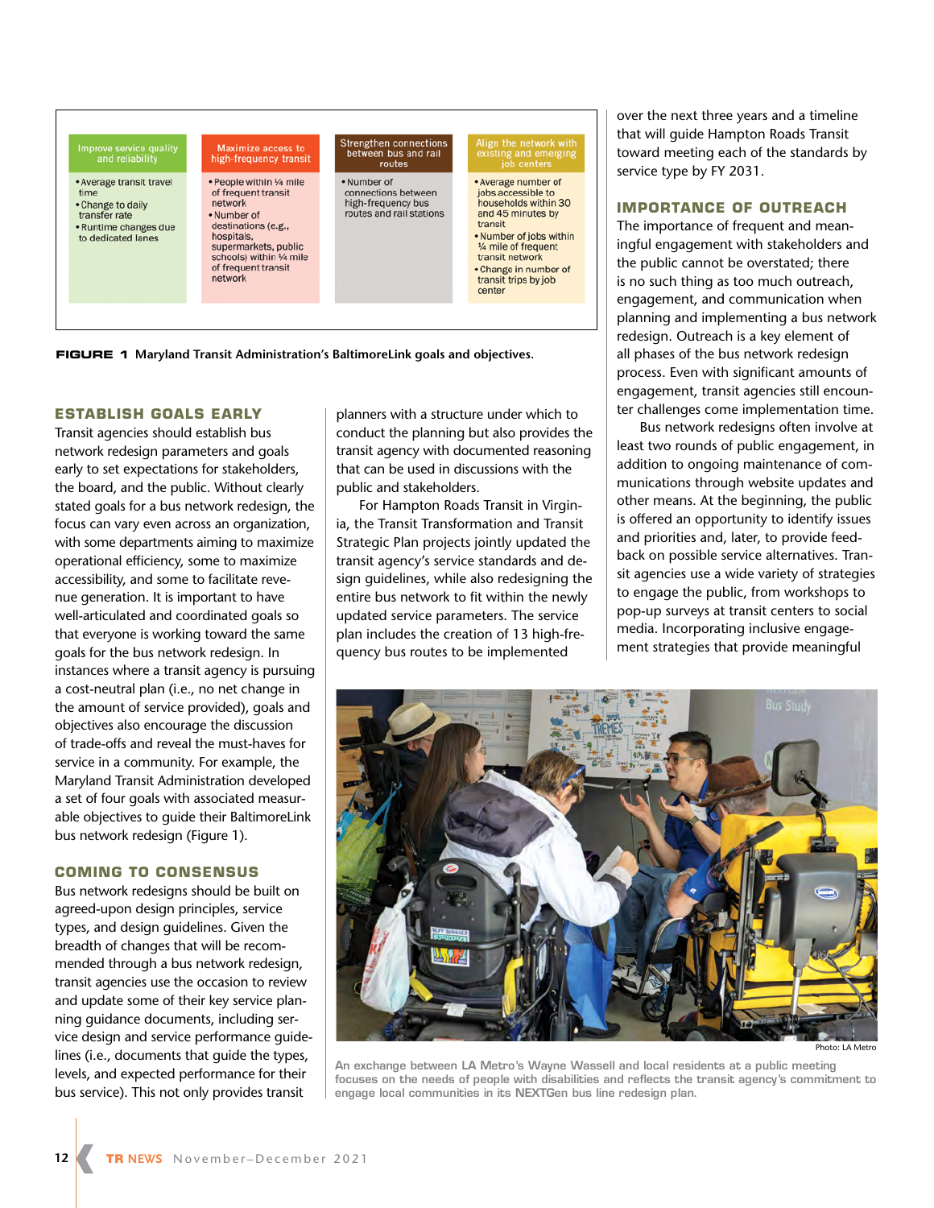| Improve service quality and reliability | Maximize access to high-frequency transit | Strengthen connections between bus and rail routes | Align the network with existing and emerging job centers |
|---|---|---|---|
| • Average transit travel time<br>• Change to daily transfer rate<br>• Runtime changes due to dedicated lanes | • People within ¼ mile of frequent transit network<br>• Number of destinations (e.g., hospitals, supermarkets, public schools) within ¼ mile of frequent transit network | • Number of connections between high-frequency bus routes and rail stations | • Average number of jobs accessible to households within 30 and 45 minutes by transit<br>• Number of jobs within ¼ mile of frequent transit network<br>• Change in number of transit trips by job center |

**FIGURE 1** Maryland Transit Administration's BaltimoreLink goals and objectives.

## ESTABLISH GOALS EARLY

Transit agencies should establish bus network redesign parameters and goals early to set expectations for stakeholders, the board, and the public. Without clearly stated goals for a bus network redesign, the focus can vary even across an organization, with some departments aiming to maximize operational efficiency, some to maximize accessibility, and some to facilitate revenue generation. It is important to have well-articulated and coordinated goals so that everyone is working toward the same goals for the bus network redesign. In instances where a transit agency is pursuing a cost-neutral plan (i.e., no net change in the amount of service provided), goals and objectives also encourage the discussion of trade-offs and reveal the must-haves for service in a community. For example, the Maryland Transit Administration developed a set of four goals with associated measurable objectives to guide their BaltimoreLink bus network redesign (Figure 1).

## COMING TO CONSENSUS

Bus network redesigns should be built on agreed-upon design principles, service types, and design guidelines. Given the breadth of changes that will be recommended through a bus network redesign, transit agencies use the occasion to review and update some of their key service planning guidance documents, including service design and service performance guidelines (i.e., documents that guide the types, levels, and expected performance for their bus service). This not only provides transit planners with a structure under which to conduct the planning but also provides the transit agency with documented reasoning that can be used in discussions with the public and stakeholders.

For Hampton Roads Transit in Virginia, the Transit Transformation and Transit Strategic Plan projects jointly updated the transit agency's service standards and design guidelines, while also redesigning the entire bus network to fit within the newly updated service parameters. The service plan includes the creation of 13 high-frequency bus routes to be implemented over the next three years and a timeline that will guide Hampton Roads Transit toward meeting each of the standards by service type by FY 2031.

## IMPORTANCE OF OUTREACH

The importance of frequent and meaningful engagement with stakeholders and the public cannot be overstated; there is no such thing as too much outreach, engagement, and communication when planning and implementing a bus network redesign. Outreach is a key element of all phases of the bus network redesign process. Even with significant amounts of engagement, transit agencies still encounter challenges come implementation time.

Bus network redesigns often involve at least two rounds of public engagement, in addition to ongoing maintenance of communications through website updates and other means. At the beginning, the public is offered an opportunity to identify issues and priorities and, later, to provide feedback on possible service alternatives. Transit agencies use a wide variety of strategies to engage the public, from workshops to pop-up surveys at transit centers to social media. Incorporating inclusive engagement strategies that provide meaningful

Photo: LA Metro

An exchange between LA Metro's Wayne Wassell and local residents at a public meeting focuses on the needs of people with disabilities and reflects the transit agency's commitment to engage local communities in its NEXTGen bus line redesign plan.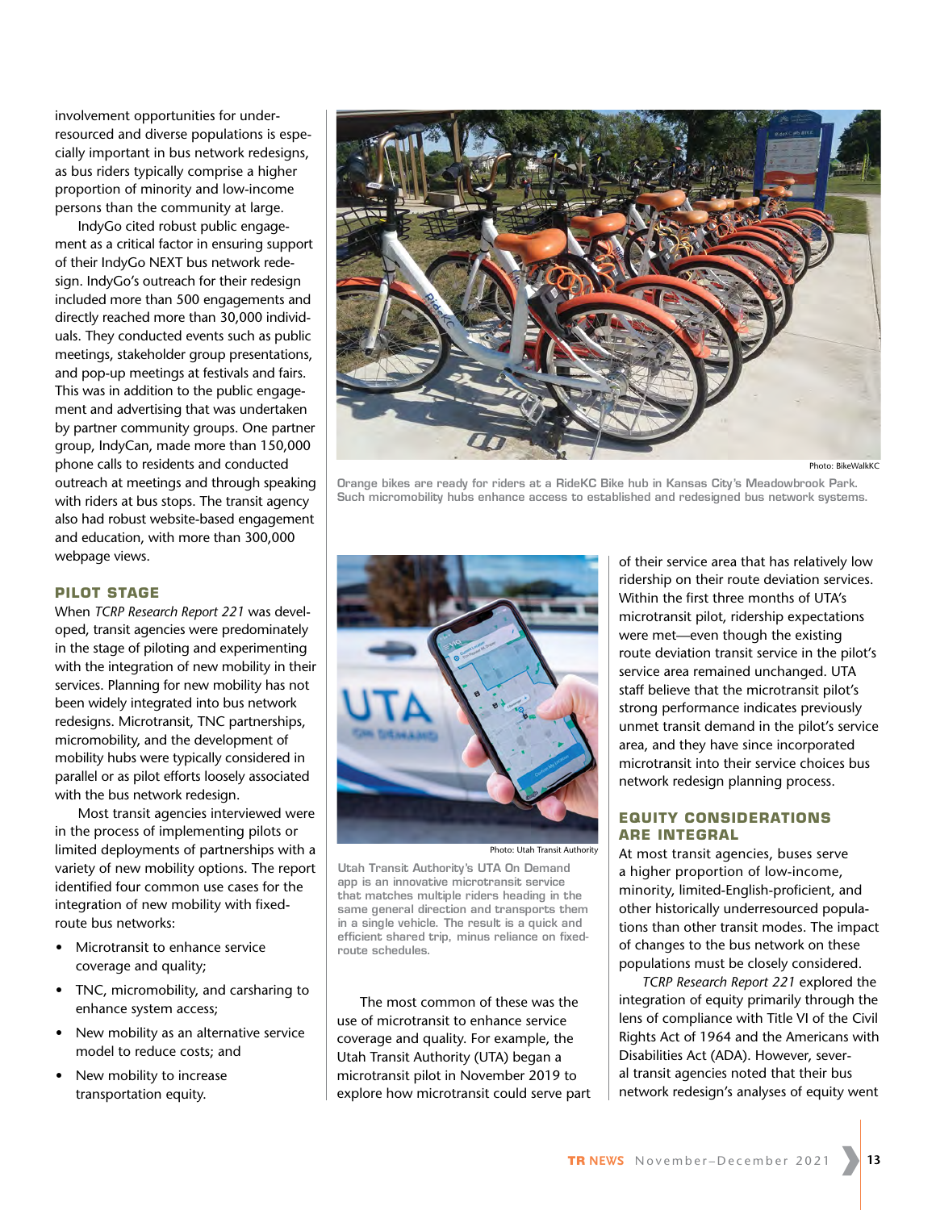involvement opportunities for under-resourced and diverse populations is especially important in bus network redesigns, as bus riders typically comprise a higher proportion of minority and low-income persons than the community at large.

IndyGo cited robust public engagement as a critical factor in ensuring support of their IndyGo NEXT bus network redesign. IndyGo's outreach for their redesign included more than 500 engagements and directly reached more than 30,000 individuals. They conducted events such as public meetings, stakeholder group presentations, and pop-up meetings at festivals and fairs. This was in addition to the public engagement and advertising that was undertaken by partner community groups. One partner group, IndyCan, made more than 150,000 phone calls to residents and conducted outreach at meetings and through speaking with riders at bus stops. The transit agency also had robust website-based engagement and education, with more than 300,000 webpage views.

Photo: BikeWalkKC

Orange bikes are ready for riders at a RideKC Bike hub in Kansas City's Meadowbrook Park. Such micromobility hubs enhance access to established and redesigned bus network systems.

## PILOT STAGE

When *TCRP Research Report 221* was developed, transit agencies were predominately in the stage of piloting and experimenting with the integration of new mobility in their services. Planning for new mobility has not been widely integrated into bus network redesigns. Microtransit, TNC partnerships, micromobility, and the development of mobility hubs were typically considered in parallel or as pilot efforts loosely associated with the bus network redesign.

Most transit agencies interviewed were in the process of implementing pilots or limited deployments of partnerships with a variety of new mobility options. The report identified four common use cases for the integration of new mobility with fixed-route bus networks:

- Microtransit to enhance service coverage and quality;
- TNC, micromobility, and carsharing to enhance system access;
- New mobility as an alternative service model to reduce costs; and
- New mobility to increase transportation equity.

Photo: Utah Transit Authority

Utah Transit Authority's UTA On Demand app is an innovative microtransit service that matches multiple riders heading in the same general direction and transports them in a single vehicle. The result is a quick and efficient shared trip, minus reliance on fixed-route schedules.

The most common of these was the use of microtransit to enhance service coverage and quality. For example, the Utah Transit Authority (UTA) began a microtransit pilot in November 2019 to explore how microtransit could serve part of their service area that has relatively low ridership on their route deviation services. Within the first three months of UTA's microtransit pilot, ridership expectations were met—even though the existing route deviation transit service in the pilot's service area remained unchanged. UTA staff believe that the microtransit pilot's strong performance indicates previously unmet transit demand in the pilot's service area, and they have since incorporated microtransit into their service choices bus network redesign planning process.

## EQUITY CONSIDERATIONS ARE INTEGRAL

At most transit agencies, buses serve a higher proportion of low-income, minority, limited-English-proficient, and other historically underresourced populations than other transit modes. The impact of changes to the bus network on these populations must be closely considered.

*TCRP Research Report 221* explored the integration of equity primarily through the lens of compliance with Title VI of the Civil Rights Act of 1964 and the Americans with Disabilities Act (ADA). However, several transit agencies noted that their bus network redesign's analyses of equity went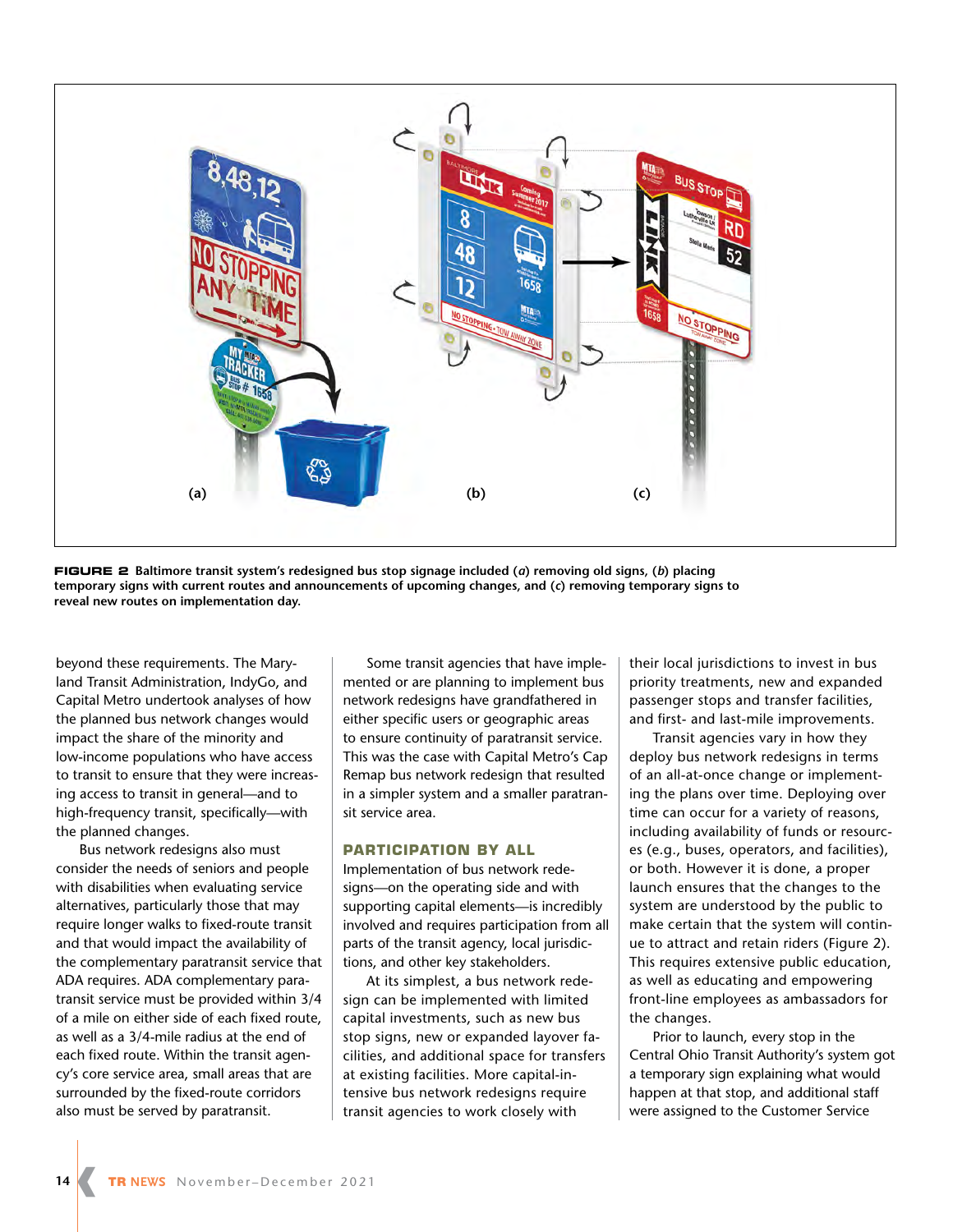FIGURE 2 Baltimore transit system's redesigned bus stop signage included (*a*) removing old signs, (*b*) placing temporary signs with current routes and announcements of upcoming changes, and (*c*) removing temporary signs to reveal new routes on implementation day.

beyond these requirements. The Maryland Transit Administration, IndyGo, and Capital Metro undertook analyses of how the planned bus network changes would impact the share of the minority and low-income populations who have access to transit to ensure that they were increasing access to transit in general—and to high-frequency transit, specifically—with the planned changes.

Bus network redesigns also must consider the needs of seniors and people with disabilities when evaluating service alternatives, particularly those that may require longer walks to fixed-route transit and that would impact the availability of the complementary paratransit service that ADA requires. ADA complementary paratransit service must be provided within 3/4 of a mile on either side of each fixed route, as well as a 3/4-mile radius at the end of each fixed route. Within the transit agency's core service area, small areas that are surrounded by the fixed-route corridors also must be served by paratransit.

Some transit agencies that have implemented or are planning to implement bus network redesigns have grandfathered in either specific users or geographic areas to ensure continuity of paratransit service. This was the case with Capital Metro's Cap Remap bus network redesign that resulted in a simpler system and a smaller paratransit service area.

## PARTICIPATION BY ALL

Implementation of bus network redesigns—on the operating side and with supporting capital elements—is incredibly involved and requires participation from all parts of the transit agency, local jurisdictions, and other key stakeholders.

At its simplest, a bus network redesign can be implemented with limited capital investments, such as new bus stop signs, new or expanded layover facilities, and additional space for transfers at existing facilities. More capital-intensive bus network redesigns require transit agencies to work closely with their local jurisdictions to invest in bus priority treatments, new and expanded passenger stops and transfer facilities, and first- and last-mile improvements.

Transit agencies vary in how they deploy bus network redesigns in terms of an all-at-once change or implementing the plans over time. Deploying over time can occur for a variety of reasons, including availability of funds or resources (e.g., buses, operators, and facilities), or both. However it is done, a proper launch ensures that the changes to the system are understood by the public to make certain that the system will continue to attract and retain riders (Figure 2). This requires extensive public education, as well as educating and empowering front-line employees as ambassadors for the changes.

Prior to launch, every stop in the Central Ohio Transit Authority's system got a temporary sign explaining what would happen at that stop, and additional staff were assigned to the Customer Service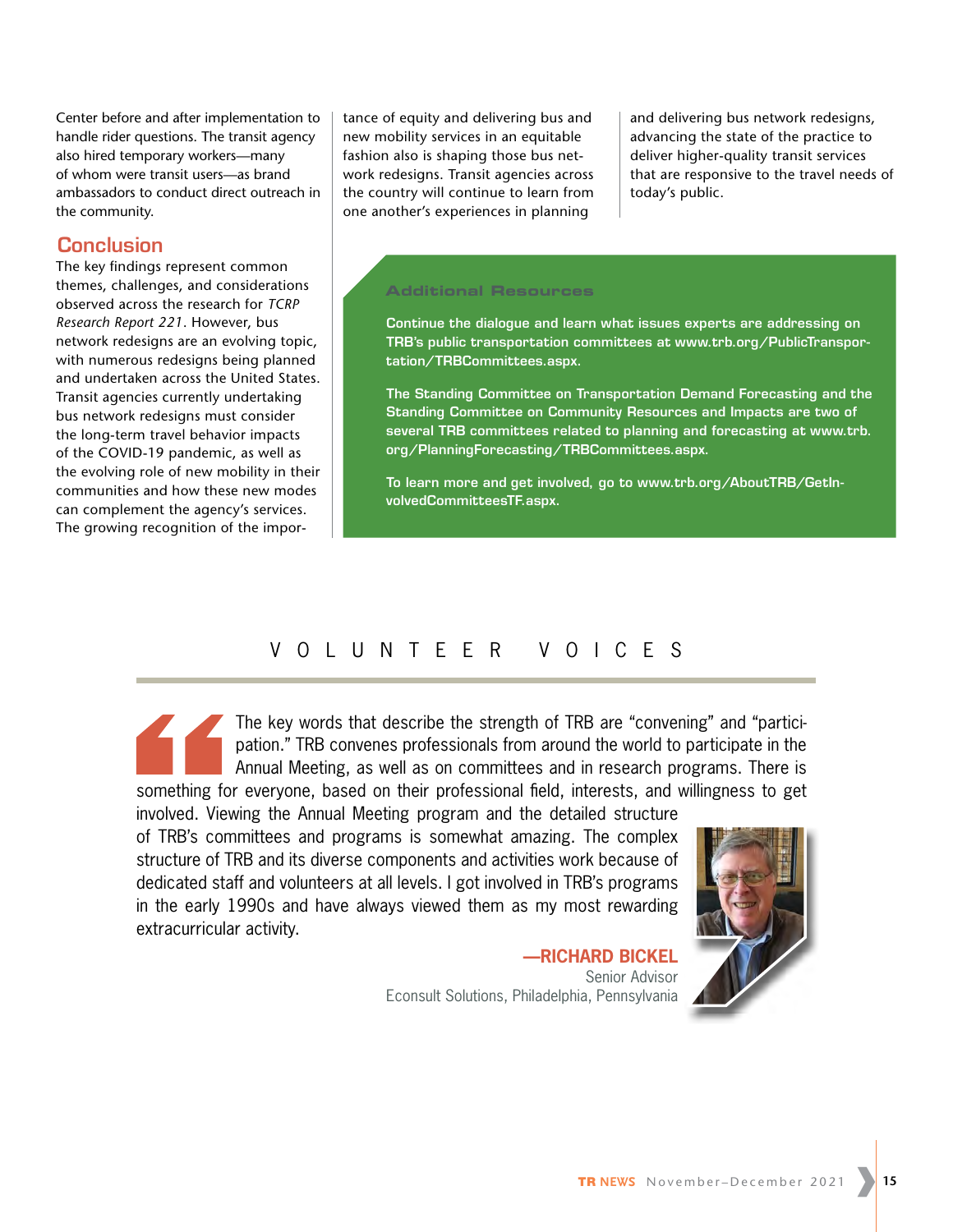Center before and after implementation to handle rider questions. The transit agency also hired temporary workers—many of whom were transit users—as brand ambassadors to conduct direct outreach in the community.

## Conclusion

The key findings represent common themes, challenges, and considerations observed across the research for *TCRP Research Report 221*. However, bus network redesigns are an evolving topic, with numerous redesigns being planned and undertaken across the United States. Transit agencies currently undertaking bus network redesigns must consider the long-term travel behavior impacts of the COVID-19 pandemic, as well as the evolving role of new mobility in their communities and how these new modes can complement the agency's services. The growing recognition of the importance of equity and delivering bus and new mobility services in an equitable fashion also is shaping those bus network redesigns. Transit agencies across the country will continue to learn from one another's experiences in planning and delivering bus network redesigns, advancing the state of the practice to deliver higher-quality transit services that are responsive to the travel needs of today's public.

### Additional Resources

**Continue the dialogue and learn what issues experts are addressing on TRB's public transportation committees at www.trb.org/PublicTransportation/TRBCommittees.aspx.**

**The Standing Committee on Transportation Demand Forecasting and the Standing Committee on Community Resources and Impacts are two of several TRB committees related to planning and forecasting at www.trb.org/PlanningForecasting/TRBCommittees.aspx.**

**To learn more and get involved, go to www.trb.org/AboutTRB/GetInvolvedCommitteesTF.aspx.**

## VOLUNTEER VOICES

The key words that describe the strength of TRB are "convening" and "participation." TRB convenes professionals from around the world to participate in the Annual Meeting, as well as on committees and in research programs. There is something for everyone, based on their professional field, interests, and willingness to get involved. Viewing the Annual Meeting program and the detailed structure of TRB's committees and programs is somewhat amazing. The complex structure of TRB and its diverse components and activities work because of dedicated staff and volunteers at all levels. I got involved in TRB's programs in the early 1990s and have always viewed them as my most rewarding extracurricular activity.

**—RICHARD BICKEL**
Senior Advisor
Econsult Solutions, Philadelphia, Pennsylvania